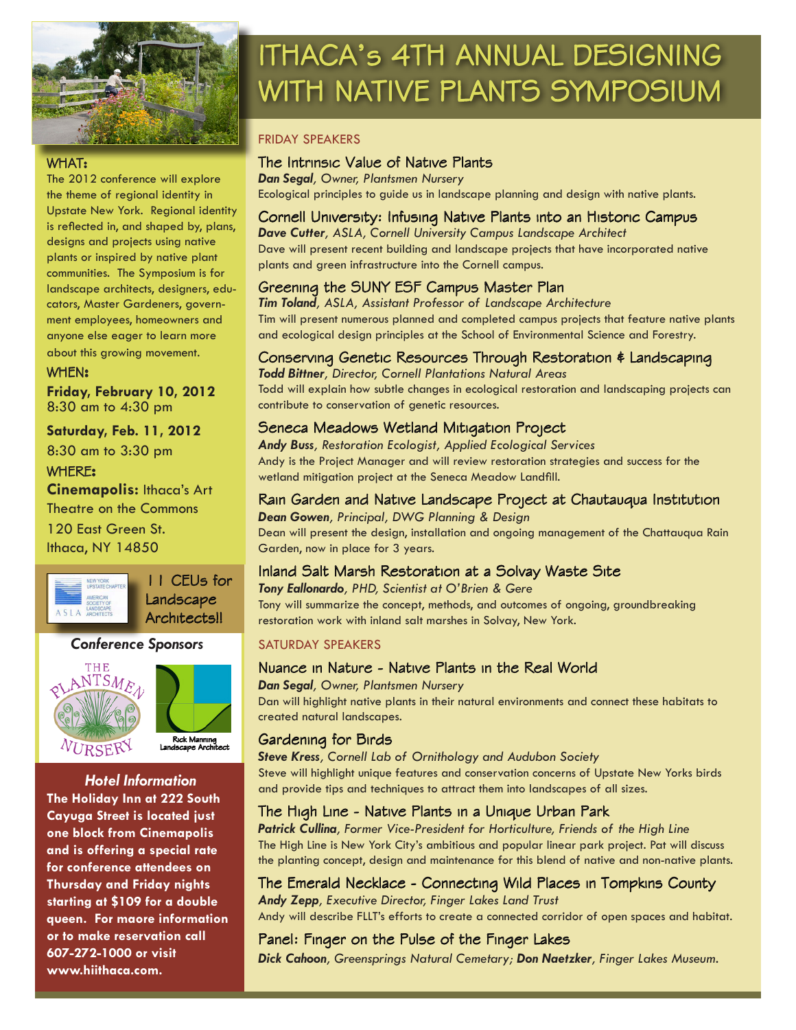# ITHACA's 4TH ANNUAL DESIGNING WITH NATIVE PLANTS SYMPOSIUM

**WHAT:**

The 2012 conference will explore the theme of regional identity in Upstate New York. Regional identity is reflected in, and shaped by, plans, designs and projects using native plants or inspired by native plant communities. The Symposium is for landscape architects, designers, educators, Master Gardeners, government employees, homeowners and anyone else eager to learn more about this growing movement.

**WHEN:**

**Friday, February 10, 2012**
8:30 am to 4:30 pm

**Saturday, Feb. 11, 2012**
8:30 am to 3:30 pm

**WHERE:**

**Cinemapolis:** Ithaca's Art Theatre on the Commons
120 East Green St.
Ithaca, NY 14850

New York Upstate Chapter American Society of Landscape Architects

11 CEUs for Landscape Architects!!

*Conference Sponsors*

The Plantsmen Nursery

Rick Manning Landscape Architect

***Hotel Information***

**The Holiday Inn at 222 South Cayuga Street is located just one block from Cinemapolis and is offering a special rate for conference attendees on Thursday and Friday nights starting at $109 for a double queen. For maore information or to make reservation call 607-272-1000 or visit www.hiithaca.com.**

## FRIDAY SPEAKERS

### The Intrinsic Value of Native Plants

***Dan Segal**, Owner, Plantsmen Nursery*

Ecological principles to guide us in landscape planning and design with native plants.

### Cornell University: Infusing Native Plants into an Historic Campus

***Dave Cutter**, ASLA, Cornell University Campus Landscape Architect*

Dave will present recent building and landscape projects that have incorporated native plants and green infrastructure into the Cornell campus.

### Greening the SUNY ESF Campus Master Plan

***Tim Toland**, ASLA, Assistant Professor of Landscape Architecture*

Tim will present numerous planned and completed campus projects that feature native plants and ecological design principles at the School of Environmental Science and Forestry.

### Conserving Genetic Resources Through Restoration & Landscaping

***Todd Bittner**, Director, Cornell Plantations Natural Areas*

Todd will explain how subtle changes in ecological restoration and landscaping projects can contribute to conservation of genetic resources.

### Seneca Meadows Wetland Mitigation Project

***Andy Buss**, Restoration Ecologist, Applied Ecological Services*

Andy is the Project Manager and will review restoration strategies and success for the wetland mitigation project at the Seneca Meadow Landfill.

### Rain Garden and Native Landscape Project at Chautauqua Institution

***Dean Gowen**, Principal, DWG Planning & Design*

Dean will present the design, installation and ongoing management of the Chattauqua Rain Garden, now in place for 3 years.

### Inland Salt Marsh Restoration at a Solvay Waste Site

***Tony Eallonardo**, PHD, Scientist at O'Brien & Gere*

Tony will summarize the concept, methods, and outcomes of ongoing, groundbreaking restoration work with inland salt marshes in Solvay, New York.

## SATURDAY SPEAKERS

### Nuance in Nature - Native Plants in the Real World

***Dan Segal**, Owner, Plantsmen Nursery*

Dan will highlight native plants in their natural environments and connect these habitats to created natural landscapes.

### Gardening for Birds

***Steve Kress**, Cornell Lab of Ornithology and Audubon Society*

Steve will highlight unique features and conservation concerns of Upstate New Yorks birds and provide tips and techniques to attract them into landscapes of all sizes.

### The High Line - Native Plants in a Unique Urban Park

***Patrick Cullina**, Former Vice-President for Horticulture, Friends of the High Line*

The High Line is New York City's ambitious and popular linear park project. Pat will discuss the planting concept, design and maintenance for this blend of native and non-native plants.

### The Emerald Necklace - Connecting Wild Places in Tompkins County

***Andy Zepp**, Executive Director, Finger Lakes Land Trust*

Andy will describe FLLT's efforts to create a connected corridor of open spaces and habitat.

### Panel: Finger on the Pulse of the Finger Lakes

***Dick Cahoon**, Greensprings Natural Cemetary; **Don Naetzker**, Finger Lakes Museum.*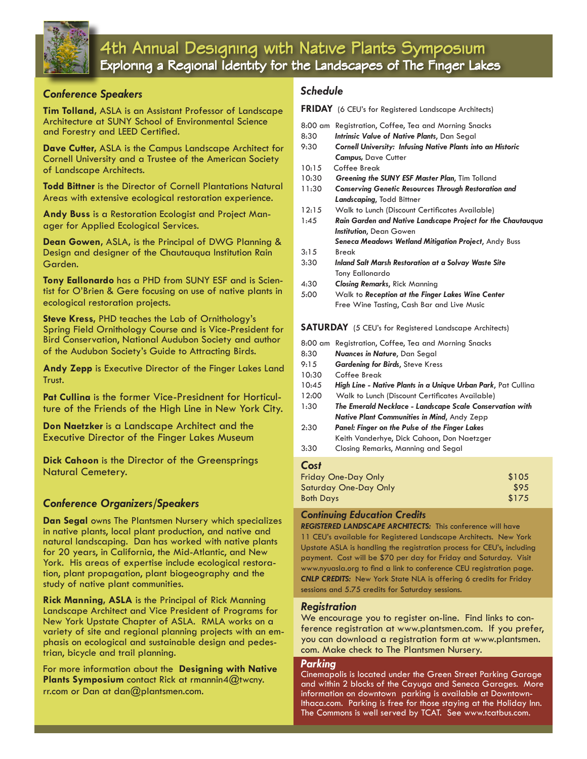# 4th Annual Designing with Native Plants Symposium

## Exploring a Regional Identity for the Landscapes of The Finger Lakes

### *Conference Speakers*

**Tim Tolland**, ASLA is an Assistant Professor of Landscape Architecture at SUNY School of Environmental Science and Forestry and LEED Certified.

**Dave Cutter,** ASLA is the Campus Landscape Architect for Cornell University and a Trustee of the American Society of Landscape Architects.

**Todd Bittner** is the Director of Cornell Plantations Natural Areas with extensive ecological restoration experience.

**Andy Buss** is a Restoration Ecologist and Project Manager for Applied Ecological Services.

**Dean Gowen**, ASLA, is the Principal of DWG Planning & Design and designer of the Chautauqua Institution Rain Garden.

**Tony Eallonardo** has a PHD from SUNY ESF and is Scientist for O'Brien & Gere focusing on use of native plants in ecological restoration projects.

**Steve Kress,** PHD teaches the Lab of Ornithology's Spring Field Ornithology Course and is Vice-President for Bird Conservation, National Audubon Society and author of the Audubon Society's Guide to Attracting Birds.

**Andy Zepp** is Executive Director of the Finger Lakes Land Trust.

**Pat Cullina** is the former Vice-Presidnent for Horticulture of the Friends of the High Line in New York City.

**Don Naetzker** is a Landscape Architect and the Executive Director of the Finger Lakes Museum

**Dick Cahoon** is the Director of the Greensprings Natural Cemetery.

### *Conference Organizers/Speakers*

**Dan Segal** owns The Plantsmen Nursery which specializes in native plants, local plant production, and native and natural landscaping. Dan has worked with native plants for 20 years, in California, the Mid-Atlantic, and New York. His areas of expertise include ecological restoration, plant propagation, plant biogeography and the study of native plant communities.

**Rick Manning, ASLA** is the Principal of Rick Manning Landscape Architect and Vice President of Programs for New York Upstate Chapter of ASLA. RMLA works on a variety of site and regional planning projects with an emphasis on ecological and sustainable design and pedestrian, bicycle and trail planning.

For more information about the **Designing with Native Plants Symposium** contact Rick at rmannin4@twcny.rr.com or Dan at dan@plantsmen.com.

### *Schedule*

**FRIDAY** (6 CEU's for Registered Landscape Architects)

| | |
|---|---|
| 8:00 am | Registration, Coffee, Tea and Morning Snacks |
| 8:30 | ***Intrinsic Value of Native Plants***, Dan Segal |
| 9:30 | ***Cornell University: Infusing Native Plants into an Historic Campus***, Dave Cutter |
| 10:15 | Coffee Break |
| 10:30 | ***Greening the SUNY ESF Master Plan***, Tim Tolland |
| 11:30 | ***Conserving Genetic Resources Through Restoration and Landscaping***, Todd Bittner |
| 12:15 | Walk to Lunch (Discount Certificates Available) |
| 1:45 | ***Rain Garden and Native Landscape Project for the Chautauqua Institution***, Dean Gowen<br>***Seneca Meadows Wetland Mitigation Project***, Andy Buss |
| 3:15 | Break |
| 3:30 | ***Inland Salt Marsh Restoration at a Solvay Waste Site*** Tony Eallonardo |
| 4:30 | ***Closing Remarks***, Rick Manning |
| 5:00 | Walk to ***Reception at the Finger Lakes Wine Center*** Free Wine Tasting, Cash Bar and Live Music |

**SATURDAY** (5 CEU's for Registered Landscape Architects)

| | |
|---|---|
| 8:00 am | Registration, Coffee, Tea and Morning Snacks |
| 8:30 | ***Nuances in Nature***, Dan Segal |
| 9:15 | ***Gardening for Birds***, Steve Kress |
| 10:30 | Coffee Break |
| 10:45 | ***High Line - Native Plants in a Unique Urban Park***, Pat Cullina |
| 12:00 | Walk to Lunch (Discount Certificates Available) |
| 1:30 | ***The Emerald Necklace - Landscape Scale Conservation with Native Plant Communities in Mind***, Andy Zepp |
| 2:30 | ***Panel: Finger on the Pulse of the Finger Lakes*** Keith Vanderhye, Dick Cahoon, Don Naetzger |
| 3:30 | Closing Remarks, Manning and Segal |

### *Cost*

| | |
|---|---|
| Friday One-Day Only | $105 |
| Saturday One-Day Only | $95 |
| Both Days | $175 |

### *Continuing Education Credits*

***REGISTERED LANDSCAPE ARCHITECTS:*** This conference will have 11 CEU's available for Registered Landscape Architects. New York Upstate ASLA is handling the registration process for CEU's, including payment. Cost will be $70 per day for Friday and Saturday. Visit www.nyuasla.org to find a link to conference CEU registration page. ***CNLP CREDITS:*** New York State NLA is offering 6 credits for Friday sessions and 5.75 credits for Saturday sessions.

### *Registration*

We encourage you to register on-line. Find links to conference registration at www.plantsmen.com. If you prefer, you can download a registration form at www.plantsmen.com. Make check to The Plantsmen Nursery.

### *Parking*

Cinemapolis is located under the Green Street Parking Garage and within 2 blocks of the Cayuga and Seneca Garages. More information on downtown parking is available at Downtown-Ithaca.com. Parking is free for those staying at the Holiday Inn. The Commons is well served by TCAT. See www.tcatbus.com.